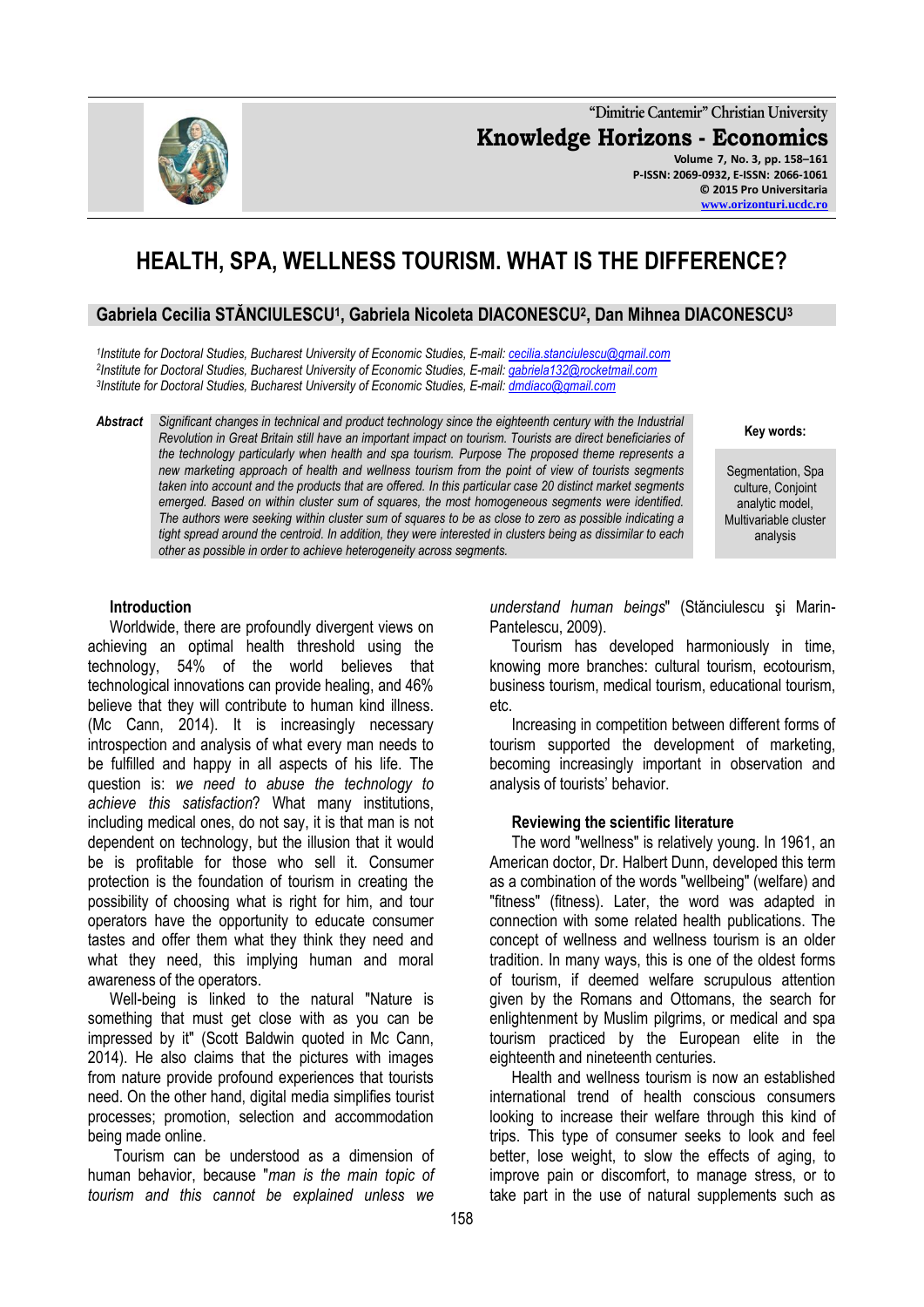# HEALTH, SPA, WELLNESS TOURISM. WHAT IS THE DIFFERENCE?

**Gabriela Cecilia STĂNCIULESCU[1], Gabriela Nicoleta DIACONESCU[2], Dan Mihnea DIACONESCU[3]**

*[1]Institute for Doctoral Studies, Bucharest University of Economic Studies, E-mail: cecilia.stanciulescu@gmail.com*
*[2]Institute for Doctoral Studies, Bucharest University of Economic Studies, E-mail: gabriela132@rocketmail.com*
*[3]Institute for Doctoral Studies, Bucharest University of Economic Studies, E-mail: dmdiaco@gmail.com*

**Abstract** *Significant changes in technical and product technology since the eighteenth century with the Industrial Revolution in Great Britain still have an important impact on tourism. Tourists are direct beneficiaries of the technology particularly when health and spa tourism. Purpose The proposed theme represents a new marketing approach of health and wellness tourism from the point of view of tourists segments taken into account and the products that are offered. In this particular case 20 distinct market segments emerged. Based on within cluster sum of squares, the most homogeneous segments were identified. The authors were seeking within cluster sum of squares to be as close to zero as possible indicating a tight spread around the centroid. In addition, they were interested in clusters being as dissimilar to each other as possible in order to achieve heterogeneity across segments.*

**Key words:** Segmentation, Spa culture, Conjoint analytic model, Multivariable cluster analysis

## Introduction

Worldwide, there are profoundly divergent views on achieving an optimal health threshold using the technology, 54% of the world believes that technological innovations can provide healing, and 46% believe that they will contribute to human kind illness. (Mc Cann, 2014). It is increasingly necessary introspection and analysis of what every man needs to be fulfilled and happy in all aspects of his life. The question is: *we need to abuse the technology to achieve this satisfaction*? What many institutions, including medical ones, do not say, it is that man is not dependent on technology, but the illusion that it would be is profitable for those who sell it. Consumer protection is the foundation of tourism in creating the possibility of choosing what is right for him, and tour operators have the opportunity to educate consumer tastes and offer them what they think they need and what they need, this implying human and moral awareness of the operators.

Well-being is linked to the natural "Nature is something that must get close with as you can be impressed by it" (Scott Baldwin quoted in Mc Cann, 2014). He also claims that the pictures with images from nature provide profound experiences that tourists need. On the other hand, digital media simplifies tourist processes; promotion, selection and accommodation being made online.

Tourism can be understood as a dimension of human behavior, because "*man is the main topic of tourism and this cannot be explained unless we understand human beings*" (Stănciulescu şi Marin-Pantelescu, 2009).

Tourism has developed harmoniously in time, knowing more branches: cultural tourism, ecotourism, business tourism, medical tourism, educational tourism, etc.

Increasing in competition between different forms of tourism supported the development of marketing, becoming increasingly important in observation and analysis of tourists' behavior.

## Reviewing the scientific literature

The word "wellness" is relatively young. In 1961, an American doctor, Dr. Halbert Dunn, developed this term as a combination of the words "wellbeing" (welfare) and "fitness" (fitness). Later, the word was adapted in connection with some related health publications. The concept of wellness and wellness tourism is an older tradition. In many ways, this is one of the oldest forms of tourism, if deemed welfare scrupulous attention given by the Romans and Ottomans, the search for enlightenment by Muslim pilgrims, or medical and spa tourism practiced by the European elite in the eighteenth and nineteenth centuries.

Health and wellness tourism is now an established international trend of health conscious consumers looking to increase their welfare through this kind of trips. This type of consumer seeks to look and feel better, lose weight, to slow the effects of aging, to improve pain or discomfort, to manage stress, or to take part in the use of natural supplements such as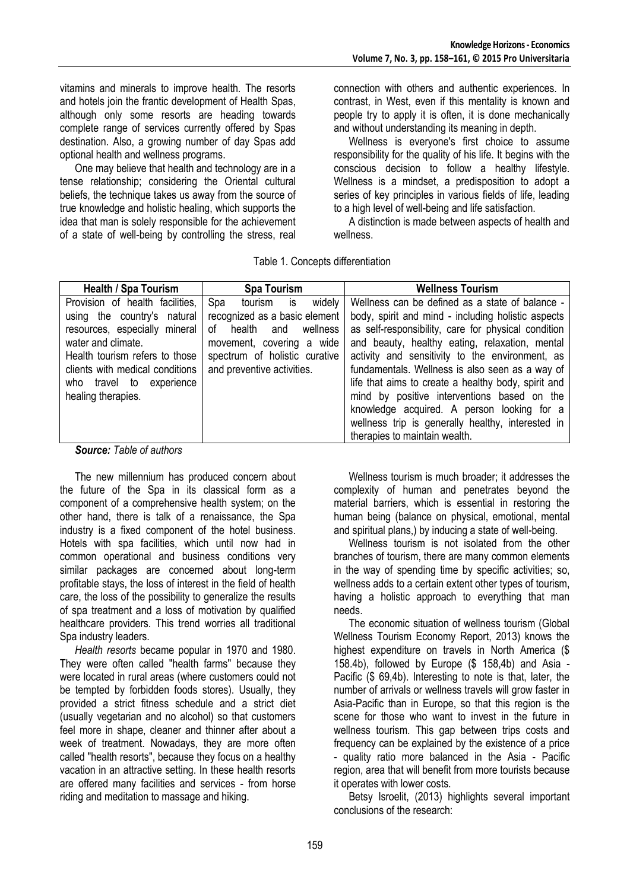vitamins and minerals to improve health. The resorts and hotels join the frantic development of Health Spas, although only some resorts are heading towards complete range of services currently offered by Spas destination. Also, a growing number of day Spas add optional health and wellness programs.

One may believe that health and technology are in a tense relationship; considering the Oriental cultural beliefs, the technique takes us away from the source of true knowledge and holistic healing, which supports the idea that man is solely responsible for the achievement of a state of well-being by controlling the stress, real connection with others and authentic experiences. In contrast, in West, even if this mentality is known and people try to apply it is often, it is done mechanically and without understanding its meaning in depth.

Wellness is everyone's first choice to assume responsibility for the quality of his life. It begins with the conscious decision to follow a healthy lifestyle. Wellness is a mindset, a predisposition to adopt a series of key principles in various fields of life, leading to a high level of well-being and life satisfaction.

A distinction is made between aspects of health and wellness.

Table 1. Concepts differentiation

| Health / Spa Tourism | Spa Tourism | Wellness Tourism |
|---|---|---|
| Provision of health facilities, using the country's natural resources, especially mineral water and climate. Health tourism refers to those clients with medical conditions who travel to experience healing therapies. | Spa tourism is widely recognized as a basic element of health and wellness movement, covering a wide spectrum of holistic curative and preventive activities. | Wellness can be defined as a state of balance - body, spirit and mind - including holistic aspects as self-responsibility, care for physical condition and beauty, healthy eating, relaxation, mental activity and sensitivity to the environment, as fundamentals. Wellness is also seen as a way of life that aims to create a healthy body, spirit and mind by positive interventions based on the knowledge acquired. A person looking for a wellness trip is generally healthy, interested in therapies to maintain wealth. |

***Source:*** *Table of authors*

The new millennium has produced concern about the future of the Spa in its classical form as a component of a comprehensive health system; on the other hand, there is talk of a renaissance, the Spa industry is a fixed component of the hotel business. Hotels with spa facilities, which until now had in common operational and business conditions very similar packages are concerned about long-term profitable stays, the loss of interest in the field of health care, the loss of the possibility to generalize the results of spa treatment and a loss of motivation by qualified healthcare providers. This trend worries all traditional Spa industry leaders.

*Health resorts* became popular in 1970 and 1980. They were often called "health farms" because they were located in rural areas (where customers could not be tempted by forbidden foods stores). Usually, they provided a strict fitness schedule and a strict diet (usually vegetarian and no alcohol) so that customers feel more in shape, cleaner and thinner after about a week of treatment. Nowadays, they are more often called "health resorts", because they focus on a healthy vacation in an attractive setting. In these health resorts are offered many facilities and services - from horse riding and meditation to massage and hiking.

Wellness tourism is much broader; it addresses the complexity of human and penetrates beyond the material barriers, which is essential in restoring the human being (balance on physical, emotional, mental and spiritual plans,) by inducing a state of well-being.

Wellness tourism is not isolated from the other branches of tourism, there are many common elements in the way of spending time by specific activities; so, wellness adds to a certain extent other types of tourism, having a holistic approach to everything that man needs.

The economic situation of wellness tourism (Global Wellness Tourism Economy Report, 2013) knows the highest expenditure on travels in North America ($ 158.4b), followed by Europe ($ 158,4b) and Asia - Pacific ($ 69,4b). Interesting to note is that, later, the number of arrivals or wellness travels will grow faster in Asia-Pacific than in Europe, so that this region is the scene for those who want to invest in the future in wellness tourism. This gap between trips costs and frequency can be explained by the existence of a price - quality ratio more balanced in the Asia - Pacific region, area that will benefit from more tourists because it operates with lower costs.

Betsy Isroelit, (2013) highlights several important conclusions of the research: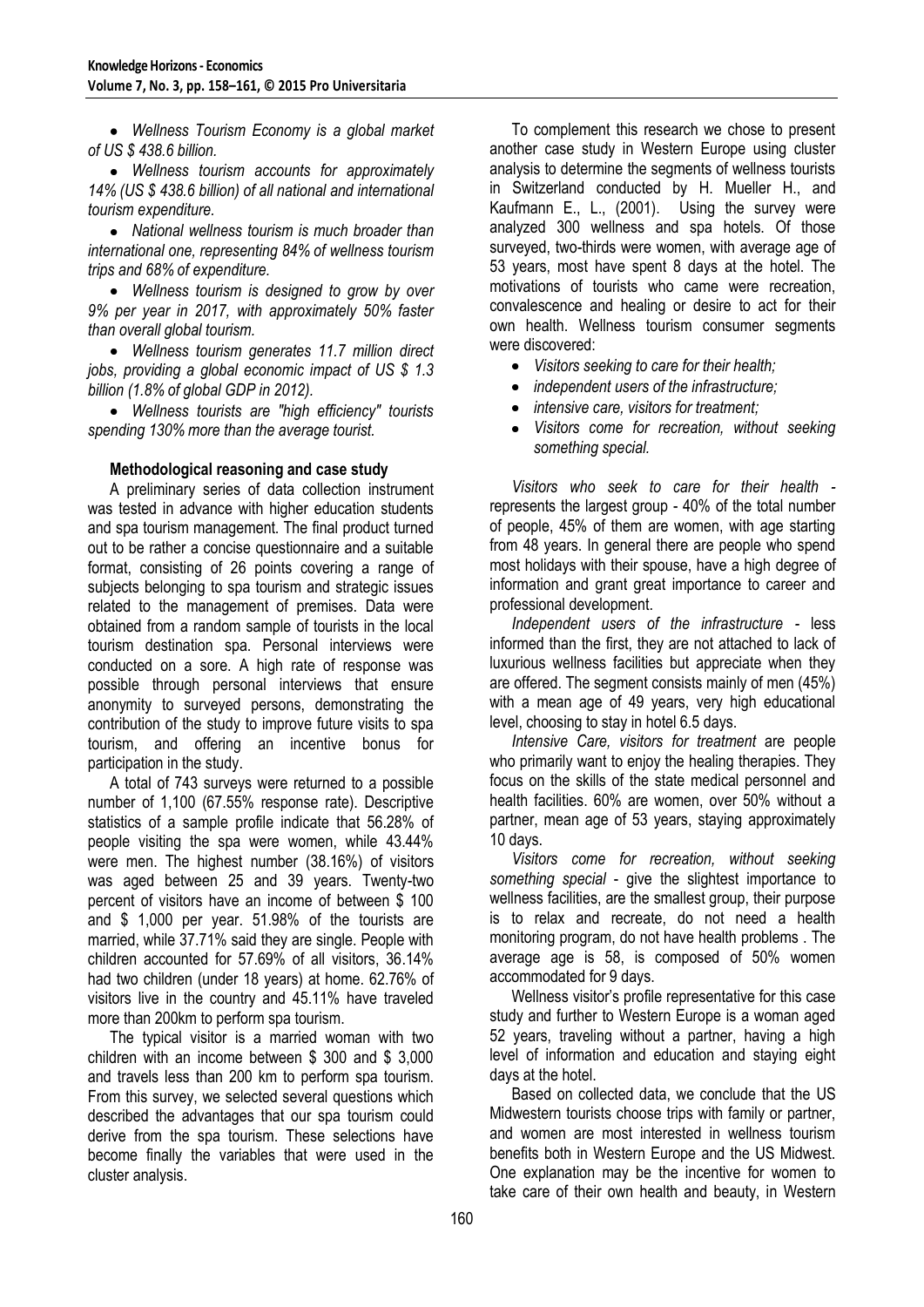- *Wellness Tourism Economy is a global market of US $ 438.6 billion.*
- *Wellness tourism accounts for approximately 14% (US $ 438.6 billion) of all national and international tourism expenditure.*
- *National wellness tourism is much broader than international one, representing 84% of wellness tourism trips and 68% of expenditure.*
- *Wellness tourism is designed to grow by over 9% per year in 2017, with approximately 50% faster than overall global tourism.*
- *Wellness tourism generates 11.7 million direct jobs, providing a global economic impact of US $ 1.3 billion (1.8% of global GDP in 2012).*
- *Wellness tourists are "high efficiency" tourists spending 130% more than the average tourist.*

### Methodological reasoning and case study

A preliminary series of data collection instrument was tested in advance with higher education students and spa tourism management. The final product turned out to be rather a concise questionnaire and a suitable format, consisting of 26 points covering a range of subjects belonging to spa tourism and strategic issues related to the management of premises. Data were obtained from a random sample of tourists in the local tourism destination spa. Personal interviews were conducted on a sore. A high rate of response was possible through personal interviews that ensure anonymity to surveyed persons, demonstrating the contribution of the study to improve future visits to spa tourism, and offering an incentive bonus for participation in the study.

A total of 743 surveys were returned to a possible number of 1,100 (67.55% response rate). Descriptive statistics of a sample profile indicate that 56.28% of people visiting the spa were women, while 43.44% were men. The highest number (38.16%) of visitors was aged between 25 and 39 years. Twenty-two percent of visitors have an income of between $ 100 and $ 1,000 per year. 51.98% of the tourists are married, while 37.71% said they are single. People with children accounted for 57.69% of all visitors, 36.14% had two children (under 18 years) at home. 62.76% of visitors live in the country and 45.11% have traveled more than 200km to perform spa tourism.

The typical visitor is a married woman with two children with an income between $ 300 and $ 3,000 and travels less than 200 km to perform spa tourism. From this survey, we selected several questions which described the advantages that our spa tourism could derive from the spa tourism. These selections have become finally the variables that were used in the cluster analysis.

To complement this research we chose to present another case study in Western Europe using cluster analysis to determine the segments of wellness tourists in Switzerland conducted by H. Mueller H., and Kaufmann E., L., (2001). Using the survey were analyzed 300 wellness and spa hotels. Of those surveyed, two-thirds were women, with average age of 53 years, most have spent 8 days at the hotel. The motivations of tourists who came were recreation, convalescence and healing or desire to act for their own health. Wellness tourism consumer segments were discovered:

- *Visitors seeking to care for their health;*
- *independent users of the infrastructure;*
- *intensive care, visitors for treatment;*
- *Visitors come for recreation, without seeking something special.*

*Visitors who seek to care for their health* - represents the largest group - 40% of the total number of people, 45% of them are women, with age starting from 48 years. In general there are people who spend most holidays with their spouse, have a high degree of information and grant great importance to career and professional development.

*Independent users of the infrastructure* - less informed than the first, they are not attached to lack of luxurious wellness facilities but appreciate when they are offered. The segment consists mainly of men (45%) with a mean age of 49 years, very high educational level, choosing to stay in hotel 6.5 days.

*Intensive Care, visitors for treatment* are people who primarily want to enjoy the healing therapies. They focus on the skills of the state medical personnel and health facilities. 60% are women, over 50% without a partner, mean age of 53 years, staying approximately 10 days.

*Visitors come for recreation, without seeking something special* - give the slightest importance to wellness facilities, are the smallest group, their purpose is to relax and recreate, do not need a health monitoring program, do not have health problems . The average age is 58, is composed of 50% women accommodated for 9 days.

Wellness visitor's profile representative for this case study and further to Western Europe is a woman aged 52 years, traveling without a partner, having a high level of information and education and staying eight days at the hotel.

Based on collected data, we conclude that the US Midwestern tourists choose trips with family or partner, and women are most interested in wellness tourism benefits both in Western Europe and the US Midwest. One explanation may be the incentive for women to take care of their own health and beauty, in Western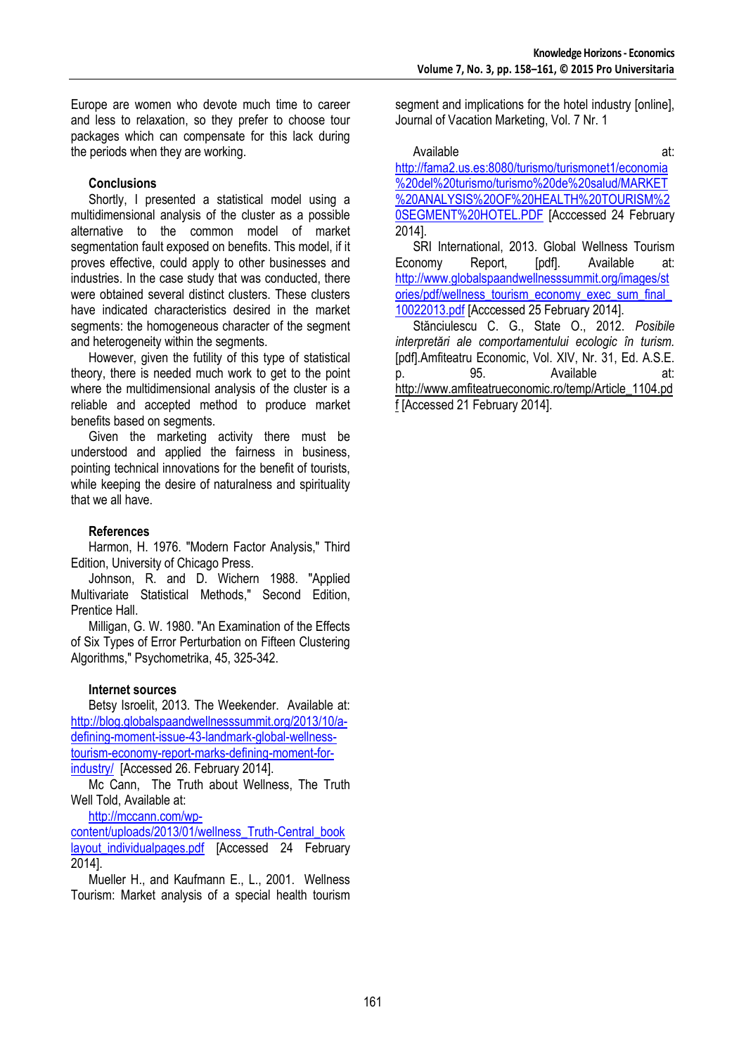Europe are women who devote much time to career and less to relaxation, so they prefer to choose tour packages which can compensate for this lack during the periods when they are working.

### Conclusions

Shortly, I presented a statistical model using a multidimensional analysis of the cluster as a possible alternative to the common model of market segmentation fault exposed on benefits. This model, if it proves effective, could apply to other businesses and industries. In the case study that was conducted, there were obtained several distinct clusters. These clusters have indicated characteristics desired in the market segments: the homogeneous character of the segment and heterogeneity within the segments.

However, given the futility of this type of statistical theory, there is needed much work to get to the point where the multidimensional analysis of the cluster is a reliable and accepted method to produce market benefits based on segments.

Given the marketing activity there must be understood and applied the fairness in business, pointing technical innovations for the benefit of tourists, while keeping the desire of naturalness and spirituality that we all have.

### References

Harmon, H. 1976. "Modern Factor Analysis," Third Edition, University of Chicago Press.

Johnson, R. and D. Wichern 1988. "Applied Multivariate Statistical Methods," Second Edition, Prentice Hall.

Milligan, G. W. 1980. "An Examination of the Effects of Six Types of Error Perturbation on Fifteen Clustering Algorithms," Psychometrika, 45, 325-342.

### Internet sources

Betsy Isroelit, 2013. The Weekender. Available at: http://blog.globalspaandwellnesssummit.org/2013/10/a-defining-moment-issue-43-landmark-global-wellness-tourism-economy-report-marks-defining-moment-for-industry/ [Accessed 26. February 2014].

Mc Cann, The Truth about Wellness, The Truth Well Told, Available at: http://mccann.com/wp-content/uploads/2013/01/wellness_Truth-Central_book layout_individualpages.pdf [Accessed 24 February 2014].

Mueller H., and Kaufmann E., L., 2001. Wellness Tourism: Market analysis of a special health tourism segment and implications for the hotel industry [online], Journal of Vacation Marketing, Vol. 7 Nr. 1

Available at: http://fama2.us.es:8080/turismo/turismonet1/economia%20del%20turismo/turismo%20de%20salud/MARKET%20ANALYSIS%20OF%20HEALTH%20TOURISM%20SEGMENT%20HOTEL.PDF [Acccessed 24 February 2014].

SRI International, 2013. Global Wellness Tourism Economy Report, [pdf]. Available at: http://www.globalspaandwellnesssummit.org/images/stories/pdf/wellness_tourism_economy_exec_sum_final_10022013.pdf [Accessed 25 February 2014].

Stănciulescu C. G., State O., 2012. *Posibile interpretări ale comportamentului ecologic în turism.* [pdf].Amfiteatru Economic, Vol. XIV, Nr. 31, Ed. A.S.E. p. 95. Available at: http://www.amfiteatrueconomic.ro/temp/Article_1104.pdf [Accessed 21 February 2014].